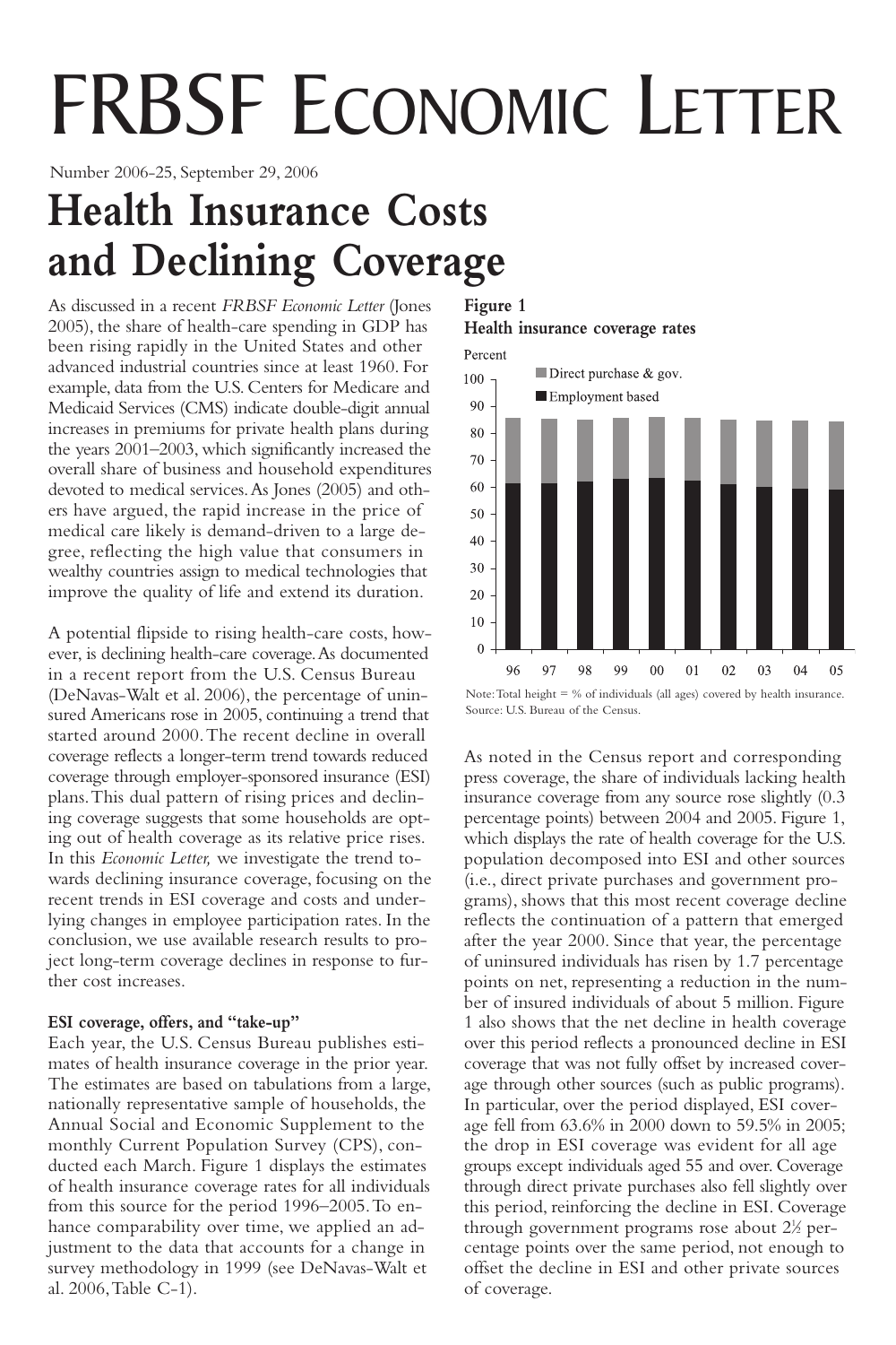# FRBSF Economic Letter

Number 2006-25, September 29, 2006

# Health Insurance Costs and Declining Coverage

As discussed in a recent *FRBSF Economic Letter* (Jones 2005), the share of health-care spending in GDP has been rising rapidly in the United States and other advanced industrial countries since at least 1960. For example, data from the U.S. Centers for Medicare and Medicaid Services (CMS) indicate double-digit annual increases in premiums for private health plans during the years 2001–2003, which significantly increased the overall share of business and household expenditures devoted to medical services. As Jones (2005) and others have argued, the rapid increase in the price of medical care likely is demand-driven to a large degree, reflecting the high value that consumers in wealthy countries assign to medical technologies that improve the quality of life and extend its duration.

A potential flipside to rising health-care costs, however, is declining health-care coverage. As documented in a recent report from the U.S. Census Bureau (DeNavas-Walt et al. 2006), the percentage of uninsured Americans rose in 2005, continuing a trend that started around 2000. The recent decline in overall coverage reflects a longer-term trend towards reduced coverage through employer-sponsored insurance (ESI) plans. This dual pattern of rising prices and declining coverage suggests that some households are opting out of health coverage as its relative price rises. In this *Economic Letter,* we investigate the trend towards declining insurance coverage, focusing on the recent trends in ESI coverage and costs and underlying changes in employee participation rates. In the conclusion, we use available research results to project long-term coverage declines in response to further cost increases.

**ESI coverage, offers, and "take-up"**

Each year, the U.S. Census Bureau publishes estimates of health insurance coverage in the prior year. The estimates are based on tabulations from a large, nationally representative sample of households, the Annual Social and Economic Supplement to the monthly Current Population Survey (CPS), conducted each March. Figure 1 displays the estimates of health insurance coverage rates for all individuals from this source for the period 1996–2005. To enhance comparability over time, we applied an adjustment to the data that accounts for a change in survey methodology in 1999 (see DeNavas-Walt et al. 2006, Table C-1).

**Figure 1**
**Health insurance coverage rates**

Percent

100
90
80
70
60
50
40
30
20
10
0

Direct purchase & gov.
Employment based

96 97 98 99 00 01 02 03 04 05

Note: Total height = % of individuals (all ages) covered by health insurance.
Source: U.S. Bureau of the Census.

As noted in the Census report and corresponding press coverage, the share of individuals lacking health insurance coverage from any source rose slightly (0.3 percentage points) between 2004 and 2005. Figure 1, which displays the rate of health coverage for the U.S. population decomposed into ESI and other sources (i.e., direct private purchases and government programs), shows that this most recent coverage decline reflects the continuation of a pattern that emerged after the year 2000. Since that year, the percentage of uninsured individuals has risen by 1.7 percentage points on net, representing a reduction in the number of insured individuals of about 5 million. Figure 1 also shows that the net decline in health coverage over this period reflects a pronounced decline in ESI coverage that was not fully offset by increased coverage through other sources (such as public programs). In particular, over the period displayed, ESI coverage fell from 63.6% in 2000 down to 59.5% in 2005; the drop in ESI coverage was evident for all age groups except individuals aged 55 and over. Coverage through direct private purchases also fell slightly over this period, reinforcing the decline in ESI. Coverage through government programs rose about 2½ percentage points over the same period, not enough to offset the decline in ESI and other private sources of coverage.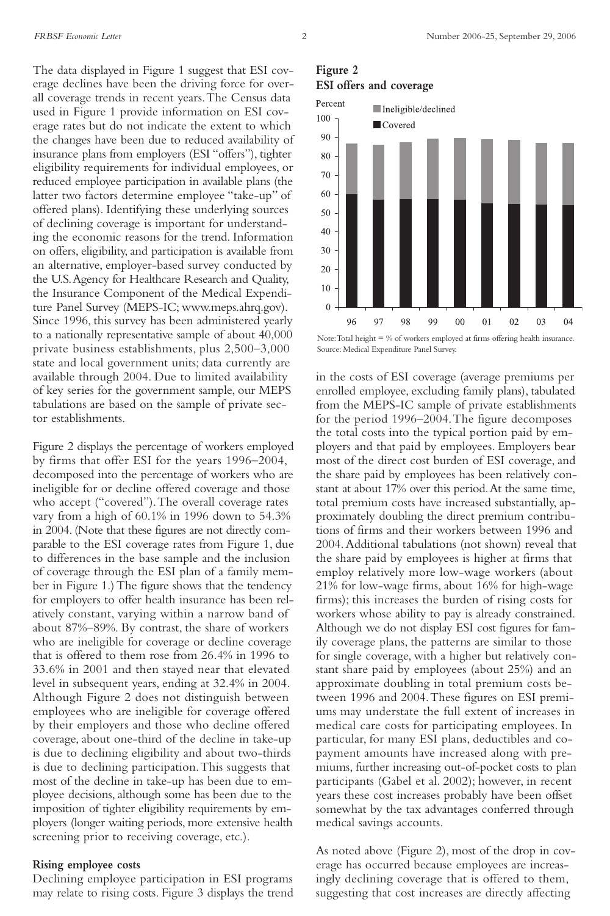The data displayed in Figure 1 suggest that ESI coverage declines have been the driving force for overall coverage trends in recent years. The Census data used in Figure 1 provide information on ESI coverage rates but do not indicate the extent to which the changes have been due to reduced availability of insurance plans from employers (ESI "offers"), tighter eligibility requirements for individual employees, or reduced employee participation in available plans (the latter two factors determine employee "take-up" of offered plans). Identifying these underlying sources of declining coverage is important for understanding the economic reasons for the trend. Information on offers, eligibility, and participation is available from an alternative, employer-based survey conducted by the U.S. Agency for Healthcare Research and Quality, the Insurance Component of the Medical Expenditure Panel Survey (MEPS-IC; www.meps.ahrq.gov). Since 1996, this survey has been administered yearly to a nationally representative sample of about 40,000 private business establishments, plus 2,500–3,000 state and local government units; data currently are available through 2004. Due to limited availability of key series for the government sample, our MEPS tabulations are based on the sample of private sector establishments.

**Figure 2**
**ESI offers and coverage**

Percent
Ineligible/declined
Covered
100
90
80
70
60
50
40
30
20
10
0
96 97 98 99 00 01 02 03 04

Note: Total height = % of workers employed at firms offering health insurance.
Source: Medical Expenditure Panel Survey.

Figure 2 displays the percentage of workers employed by firms that offer ESI for the years 1996–2004, decomposed into the percentage of workers who are ineligible for or decline offered coverage and those who accept ("covered"). The overall coverage rates vary from a high of 60.1% in 1996 down to 54.3% in 2004. (Note that these figures are not directly comparable to the ESI coverage rates from Figure 1, due to differences in the base sample and the inclusion of coverage through the ESI plan of a family member in Figure 1.) The figure shows that the tendency for employers to offer health insurance has been relatively constant, varying within a narrow band of about 87%–89%. By contrast, the share of workers who are ineligible for coverage or decline coverage that is offered to them rose from 26.4% in 1996 to 33.6% in 2001 and then stayed near that elevated level in subsequent years, ending at 32.4% in 2004. Although Figure 2 does not distinguish between employees who are ineligible for coverage offered by their employers and those who decline offered coverage, about one-third of the decline in take-up is due to declining eligibility and about two-thirds is due to declining participation. This suggests that most of the decline in take-up has been due to employee decisions, although some has been due to the imposition of tighter eligibility requirements by employers (longer waiting periods, more extensive health screening prior to receiving coverage, etc.).

## Rising employee costs

Declining employee participation in ESI programs may relate to rising costs. Figure 3 displays the trend in the costs of ESI coverage (average premiums per enrolled employee, excluding family plans), tabulated from the MEPS-IC sample of private establishments for the period 1996–2004. The figure decomposes the total costs into the typical portion paid by employers and that paid by employees. Employers bear most of the direct cost burden of ESI coverage, and the share paid by employees has been relatively constant at about 17% over this period. At the same time, total premium costs have increased substantially, approximately doubling the direct premium contributions of firms and their workers between 1996 and 2004. Additional tabulations (not shown) reveal that the share paid by employees is higher at firms that employ relatively more low-wage workers (about 21% for low-wage firms, about 16% for high-wage firms); this increases the burden of rising costs for workers whose ability to pay is already constrained. Although we do not display ESI cost figures for family coverage plans, the patterns are similar to those for single coverage, with a higher but relatively constant share paid by employees (about 25%) and an approximate doubling in total premium costs between 1996 and 2004. These figures on ESI premiums may understate the full extent of increases in medical care costs for participating employees. In particular, for many ESI plans, deductibles and copayment amounts have increased along with premiums, further increasing out-of-pocket costs to plan participants (Gabel et al. 2002); however, in recent years these cost increases probably have been offset somewhat by the tax advantages conferred through medical savings accounts.

As noted above (Figure 2), most of the drop in coverage has occurred because employees are increasingly declining coverage that is offered to them, suggesting that cost increases are directly affecting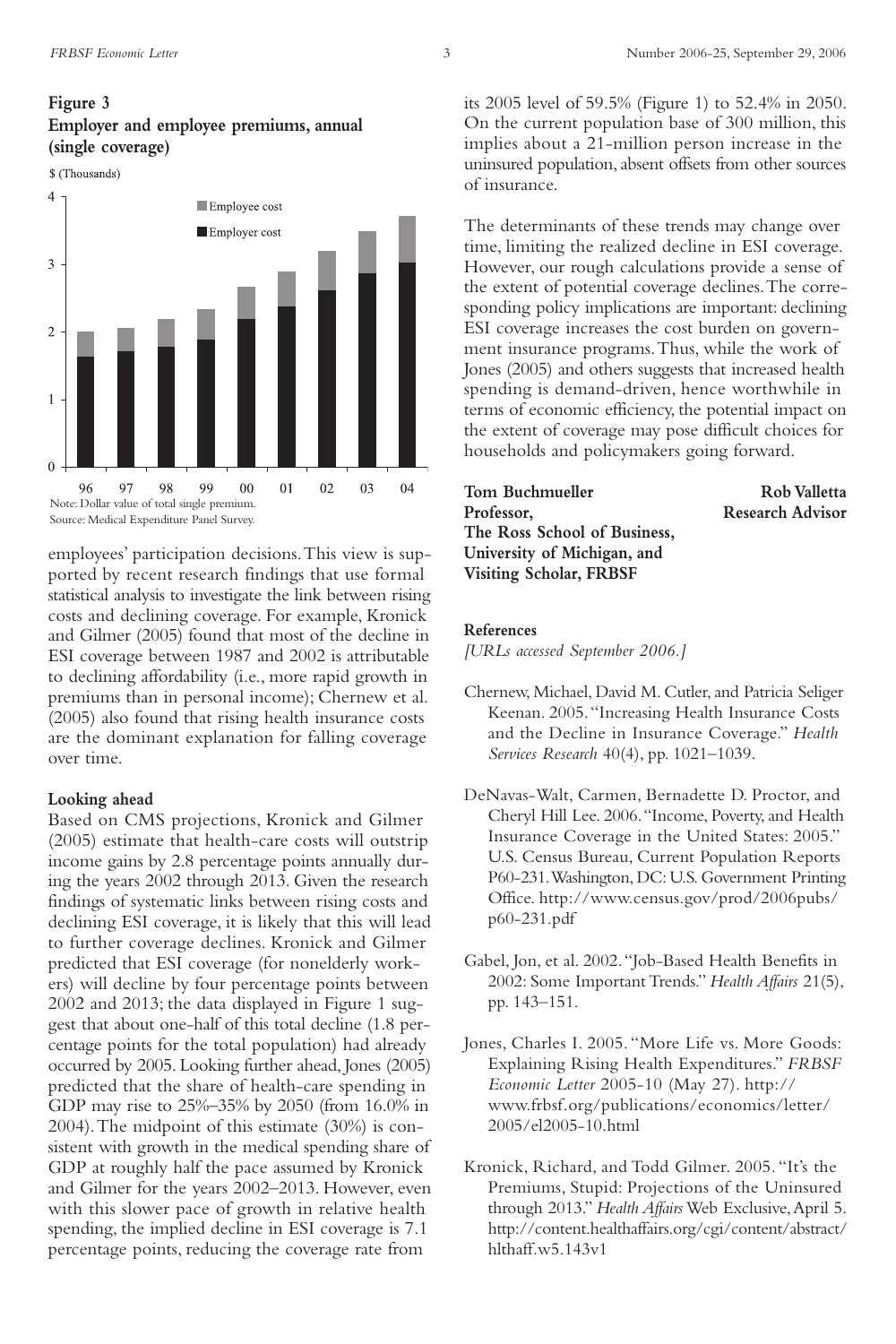**Figure 3**
**Employer and employee premiums, annual (single coverage)**

$ (Thousands)

4
3
2
1
0

Employee cost
Employer cost

96 97 98 99 00 01 02 03 04

Note: Dollar value of total single premium.
Source: Medical Expenditure Panel Survey.

employees' participation decisions. This view is supported by recent research findings that use formal statistical analysis to investigate the link between rising costs and declining coverage. For example, Kronick and Gilmer (2005) found that most of the decline in ESI coverage between 1987 and 2002 is attributable to declining affordability (i.e., more rapid growth in premiums than in personal income); Chernew et al. (2005) also found that rising health insurance costs are the dominant explanation for falling coverage over time.

**Looking ahead**

Based on CMS projections, Kronick and Gilmer (2005) estimate that health-care costs will outstrip income gains by 2.8 percentage points annually during the years 2002 through 2013. Given the research findings of systematic links between rising costs and declining ESI coverage, it is likely that this will lead to further coverage declines. Kronick and Gilmer predicted that ESI coverage (for nonelderly workers) will decline by four percentage points between 2002 and 2013; the data displayed in Figure 1 suggest that about one-half of this total decline (1.8 percentage points for the total population) had already occurred by 2005. Looking further ahead, Jones (2005) predicted that the share of health-care spending in GDP may rise to 25%–35% by 2050 (from 16.0% in 2004). The midpoint of this estimate (30%) is consistent with growth in the medical spending share of GDP at roughly half the pace assumed by Kronick and Gilmer for the years 2002–2013. However, even with this slower pace of growth in relative health spending, the implied decline in ESI coverage is 7.1 percentage points, reducing the coverage rate from its 2005 level of 59.5% (Figure 1) to 52.4% in 2050. On the current population base of 300 million, this implies about a 21-million person increase in the uninsured population, absent offsets from other sources of insurance.

The determinants of these trends may change over time, limiting the realized decline in ESI coverage. However, our rough calculations provide a sense of the extent of potential coverage declines. The corresponding policy implications are important: declining ESI coverage increases the cost burden on government insurance programs. Thus, while the work of Jones (2005) and others suggests that increased health spending is demand-driven, hence worthwhile in terms of economic efficiency, the potential impact on the extent of coverage may pose difficult choices for households and policymakers going forward.

**Tom Buchmueller**
**Professor,**
**The Ross School of Business,**
**University of Michigan, and**
**Visiting Scholar, FRBSF**

**Rob Valletta**
**Research Advisor**

**References**

*[URLs accessed September 2006.]*

Chernew, Michael, David M. Cutler, and Patricia Seliger Keenan. 2005. "Increasing Health Insurance Costs and the Decline in Insurance Coverage." *Health Services Research* 40(4), pp. 1021–1039.

DeNavas-Walt, Carmen, Bernadette D. Proctor, and Cheryl Hill Lee. 2006. "Income, Poverty, and Health Insurance Coverage in the United States: 2005." U.S. Census Bureau, Current Population Reports P60-231. Washington, DC: U.S. Government Printing Office. http://www.census.gov/prod/2006pubs/p60-231.pdf

Gabel, Jon, et al. 2002. "Job-Based Health Benefits in 2002: Some Important Trends." *Health Affairs* 21(5), pp. 143–151.

Jones, Charles I. 2005. "More Life vs. More Goods: Explaining Rising Health Expenditures." *FRBSF Economic Letter* 2005-10 (May 27). http://www.frbsf.org/publications/economics/letter/2005/el2005-10.html

Kronick, Richard, and Todd Gilmer. 2005. "It's the Premiums, Stupid: Projections of the Uninsured through 2013." *Health Affairs* Web Exclusive, April 5. http://content.healthaffairs.org/cgi/content/abstract/hlthaff.w5.143v1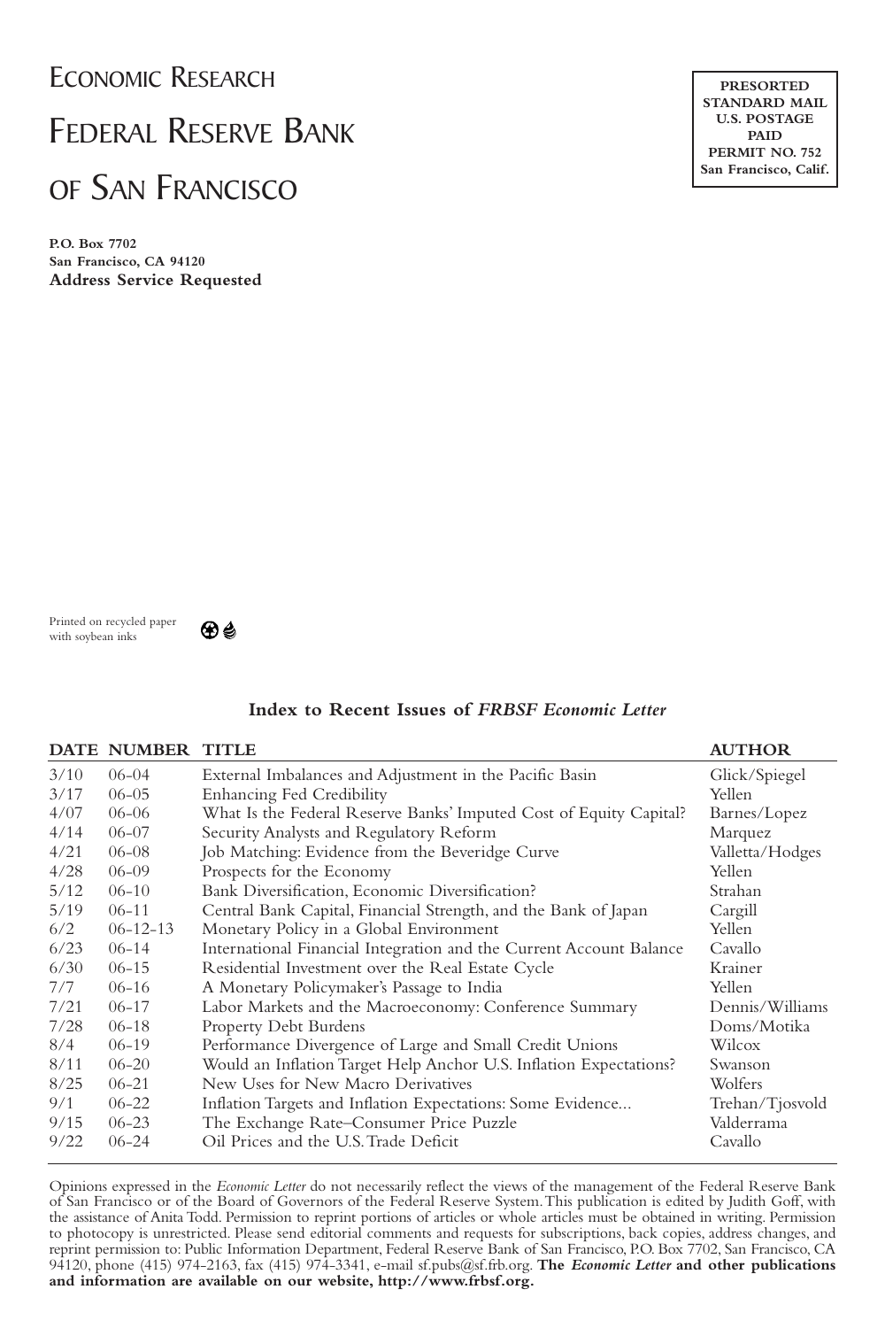# Economic Research
# Federal Reserve Bank of San Francisco

**P.O. Box 7702**
**San Francisco, CA 94120**
**Address Service Requested**

**PRESORTED STANDARD MAIL U.S. POSTAGE PAID PERMIT NO. 752 San Francisco, Calif.**

Printed on recycled paper with soybean inks

### Index to Recent Issues of *FRBSF Economic Letter*

| DATE | NUMBER | TITLE | AUTHOR |
|---|---|---|---|
| 3/10 | 06-04 | External Imbalances and Adjustment in the Pacific Basin | Glick/Spiegel |
| 3/17 | 06-05 | Enhancing Fed Credibility | Yellen |
| 4/07 | 06-06 | What Is the Federal Reserve Banks' Imputed Cost of Equity Capital? | Barnes/Lopez |
| 4/14 | 06-07 | Security Analysts and Regulatory Reform | Marquez |
| 4/21 | 06-08 | Job Matching: Evidence from the Beveridge Curve | Valletta/Hodges |
| 4/28 | 06-09 | Prospects for the Economy | Yellen |
| 5/12 | 06-10 | Bank Diversification, Economic Diversification? | Strahan |
| 5/19 | 06-11 | Central Bank Capital, Financial Strength, and the Bank of Japan | Cargill |
| 6/2 | 06-12-13 | Monetary Policy in a Global Environment | Yellen |
| 6/23 | 06-14 | International Financial Integration and the Current Account Balance | Cavallo |
| 6/30 | 06-15 | Residential Investment over the Real Estate Cycle | Krainer |
| 7/7 | 06-16 | A Monetary Policymaker's Passage to India | Yellen |
| 7/21 | 06-17 | Labor Markets and the Macroeconomy: Conference Summary | Dennis/Williams |
| 7/28 | 06-18 | Property Debt Burdens | Doms/Motika |
| 8/4 | 06-19 | Performance Divergence of Large and Small Credit Unions | Wilcox |
| 8/11 | 06-20 | Would an Inflation Target Help Anchor U.S. Inflation Expectations? | Swanson |
| 8/25 | 06-21 | New Uses for New Macro Derivatives | Wolfers |
| 9/1 | 06-22 | Inflation Targets and Inflation Expectations: Some Evidence... | Trehan/Tjosvold |
| 9/15 | 06-23 | The Exchange Rate–Consumer Price Puzzle | Valderrama |
| 9/22 | 06-24 | Oil Prices and the U.S. Trade Deficit | Cavallo |

Opinions expressed in the *Economic Letter* do not necessarily reflect the views of the management of the Federal Reserve Bank of San Francisco or of the Board of Governors of the Federal Reserve System. This publication is edited by Judith Goff, with the assistance of Anita Todd. Permission to reprint portions of articles or whole articles must be obtained in writing. Permission to photocopy is unrestricted. Please send editorial comments and requests for subscriptions, back copies, address changes, and reprint permission to: Public Information Department, Federal Reserve Bank of San Francisco, P.O. Box 7702, San Francisco, CA 94120, phone (415) 974-2163, fax (415) 974-3341, e-mail sf.pubs@sf.frb.org. **The *Economic Letter* and other publications and information are available on our website, http://www.frbsf.org.**